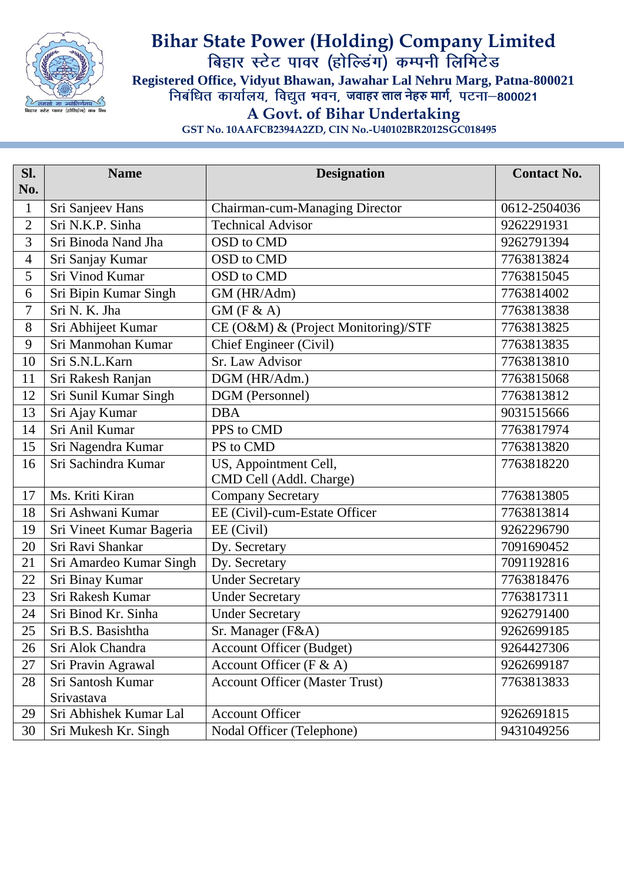# Bihar State Power (Holding) Company Limited

## बिहार स्टेट पावर (होल्डिंग) कम्पनी लिमिटेड

**Registered Office, Vidyut Bhawan, Jawahar Lal Nehru Marg, Patna-800021**

**निबंधित कार्यालय, विद्युत भवन, जवाहर लाल नेहरु मार्ग, पटना–800021**

**A Govt. of Bihar Undertaking**

**GST No. 10AAFCB2394A2ZD, CIN No.-U40102BR2012SGC018495**

| Sl. No. | Name | Designation | Contact No. |
|---|---|---|---|
| 1 | Sri Sanjeev Hans | Chairman-cum-Managing Director | 0612-2504036 |
| 2 | Sri N.K.P. Sinha | Technical Advisor | 9262291931 |
| 3 | Sri Binoda Nand Jha | OSD to CMD | 9262791394 |
| 4 | Sri Sanjay Kumar | OSD to CMD | 7763813824 |
| 5 | Sri Vinod Kumar | OSD to CMD | 7763815045 |
| 6 | Sri Bipin Kumar Singh | GM (HR/Adm) | 7763814002 |
| 7 | Sri N. K. Jha | GM (F & A) | 7763813838 |
| 8 | Sri Abhijeet Kumar | CE (O&M) & (Project Monitoring)/STF | 7763813825 |
| 9 | Sri Manmohan Kumar | Chief Engineer (Civil) | 7763813835 |
| 10 | Sri S.N.L.Karn | Sr. Law Advisor | 7763813810 |
| 11 | Sri Rakesh Ranjan | DGM (HR/Adm.) | 7763815068 |
| 12 | Sri Sunil Kumar Singh | DGM (Personnel) | 7763813812 |
| 13 | Sri Ajay Kumar | DBA | 9031515666 |
| 14 | Sri Anil Kumar | PPS to CMD | 7763817974 |
| 15 | Sri Nagendra Kumar | PS to CMD | 7763813820 |
| 16 | Sri Sachindra Kumar | US, Appointment Cell, CMD Cell (Addl. Charge) | 7763818220 |
| 17 | Ms. Kriti Kiran | Company Secretary | 7763813805 |
| 18 | Sri Ashwani Kumar | EE (Civil)-cum-Estate Officer | 7763813814 |
| 19 | Sri Vineet Kumar Bageria | EE (Civil) | 9262296790 |
| 20 | Sri Ravi Shankar | Dy. Secretary | 7091690452 |
| 21 | Sri Amardeo Kumar Singh | Dy. Secretary | 7091192816 |
| 22 | Sri Binay Kumar | Under Secretary | 7763818476 |
| 23 | Sri Rakesh Kumar | Under Secretary | 7763817311 |
| 24 | Sri Binod Kr. Sinha | Under Secretary | 9262791400 |
| 25 | Sri B.S. Basishtha | Sr. Manager (F&A) | 9262699185 |
| 26 | Sri Alok Chandra | Account Officer (Budget) | 9264427306 |
| 27 | Sri Pravin Agrawal | Account Officer (F & A) | 9262699187 |
| 28 | Sri Santosh Kumar Srivastava | Account Officer (Master Trust) | 7763813833 |
| 29 | Sri Abhishek Kumar Lal | Account Officer | 9262691815 |
| 30 | Sri Mukesh Kr. Singh | Nodal Officer (Telephone) | 9431049256 |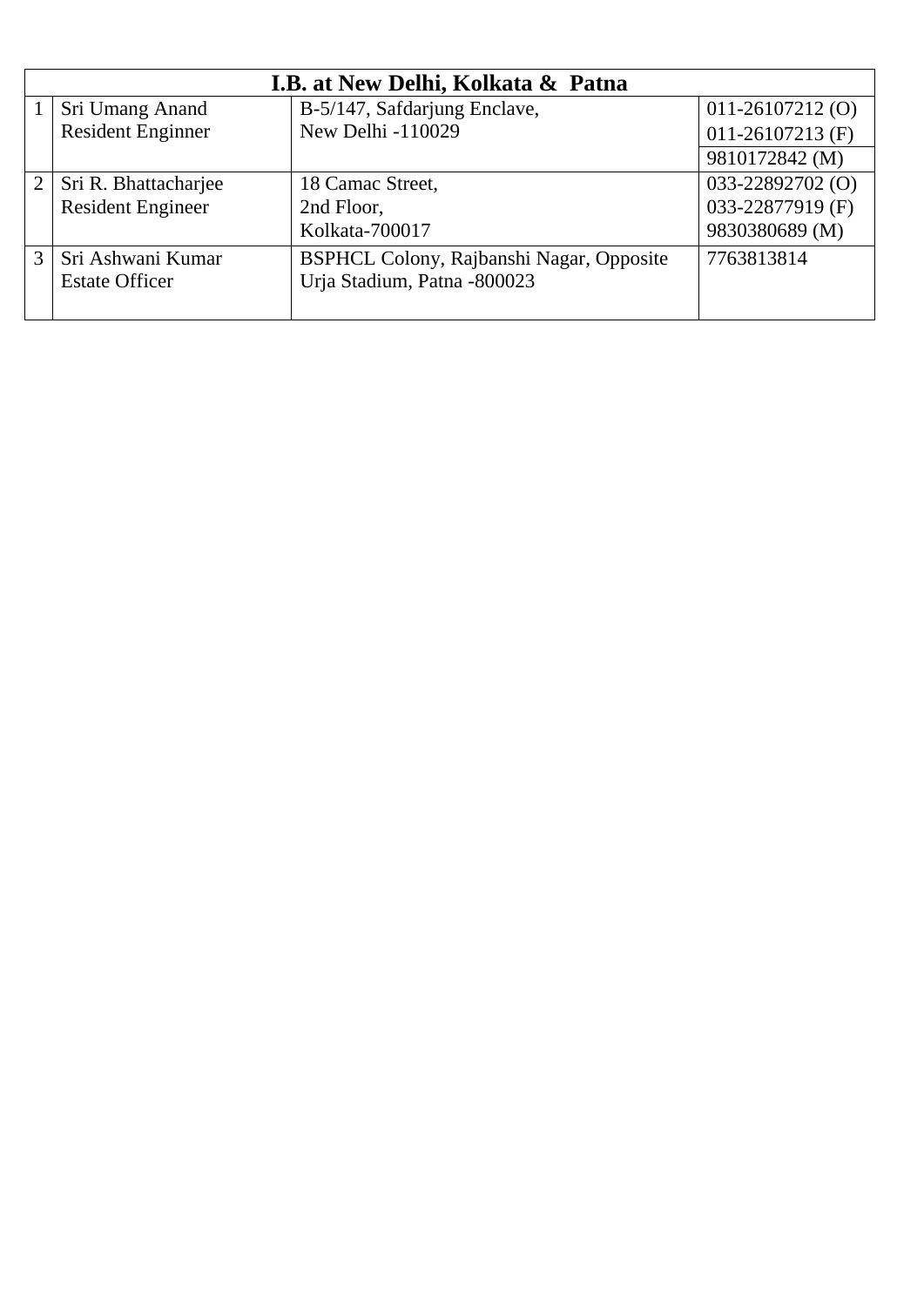| I.B. at New Delhi, Kolkata & Patna | | | |
|---|---|---|---|
| 1 | Sri Umang Anand<br>Resident Enginner | B-5/147, Safdarjung Enclave,<br>New Delhi -110029 | 011-26107212 (O)<br>011-26107213 (F)<br>9810172842 (M) |
| 2 | Sri R. Bhattacharjee<br>Resident Engineer | 18 Camac Street,<br>2nd Floor,<br>Kolkata-700017 | 033-22892702 (O)<br>033-22877919 (F)<br>9830380689 (M) |
| 3 | Sri Ashwani Kumar<br>Estate Officer | BSPHCL Colony, Rajbanshi Nagar, Opposite Urja Stadium, Patna -800023 | 7763813814 |